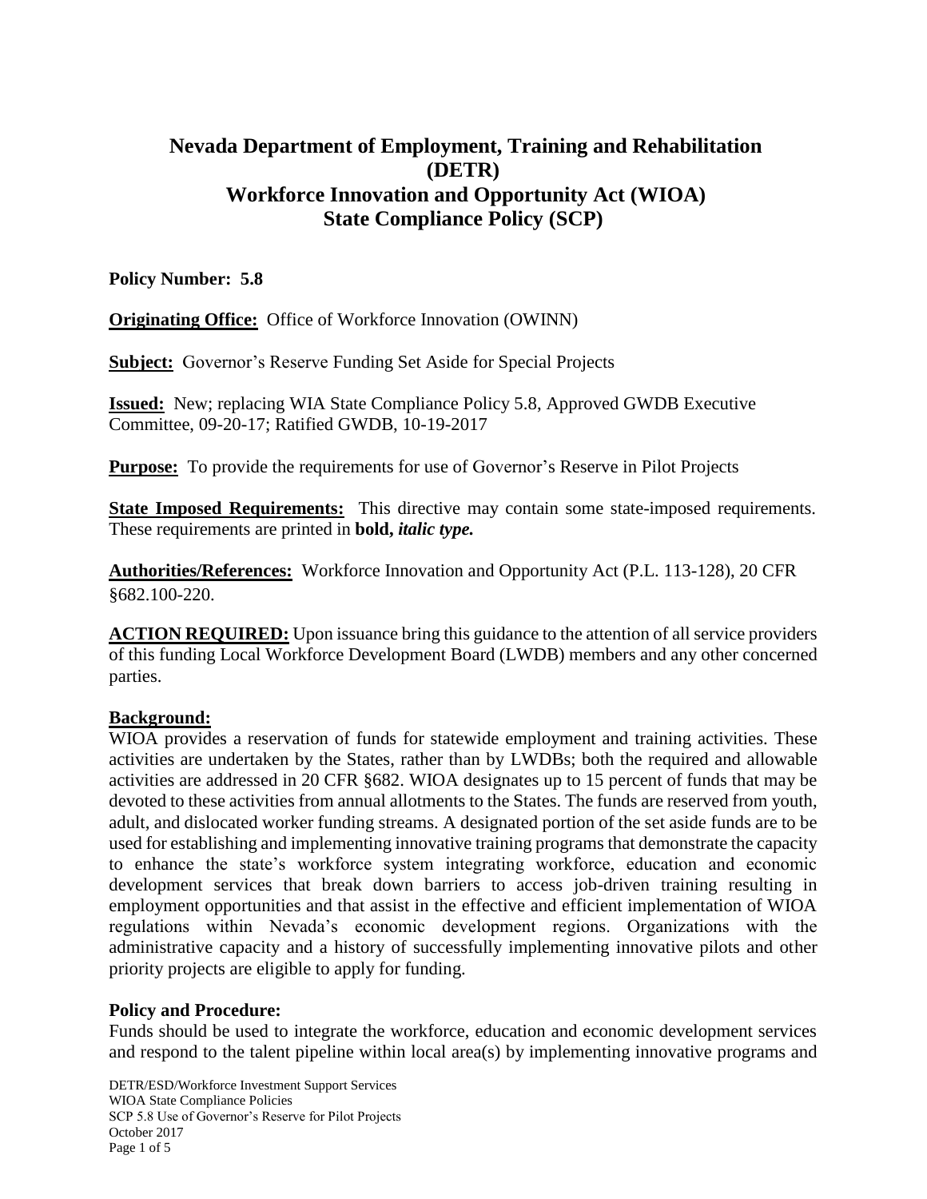# Nevada Department of Employment, Training and Rehabilitation (DETR)
# Workforce Innovation and Opportunity Act (WIOA)
# State Compliance Policy (SCP)

**Policy Number: 5.8**

**Originating Office:** Office of Workforce Innovation (OWINN)

**Subject:** Governor's Reserve Funding Set Aside for Special Projects

**Issued:** New; replacing WIA State Compliance Policy 5.8, Approved GWDB Executive Committee, 09-20-17; Ratified GWDB, 10-19-2017

**Purpose:** To provide the requirements for use of Governor's Reserve in Pilot Projects

**State Imposed Requirements:** This directive may contain some state-imposed requirements. These requirements are printed in ***bold, italic type.***

**Authorities/References:** Workforce Innovation and Opportunity Act (P.L. 113-128), 20 CFR §682.100-220.

**ACTION REQUIRED:** Upon issuance bring this guidance to the attention of all service providers of this funding Local Workforce Development Board (LWDB) members and any other concerned parties.

**Background:**

WIOA provides a reservation of funds for statewide employment and training activities. These activities are undertaken by the States, rather than by LWDBs; both the required and allowable activities are addressed in 20 CFR §682. WIOA designates up to 15 percent of funds that may be devoted to these activities from annual allotments to the States. The funds are reserved from youth, adult, and dislocated worker funding streams. A designated portion of the set aside funds are to be used for establishing and implementing innovative training programs that demonstrate the capacity to enhance the state's workforce system integrating workforce, education and economic development services that break down barriers to access job-driven training resulting in employment opportunities and that assist in the effective and efficient implementation of WIOA regulations within Nevada's economic development regions. Organizations with the administrative capacity and a history of successfully implementing innovative pilots and other priority projects are eligible to apply for funding.

**Policy and Procedure:**

Funds should be used to integrate the workforce, education and economic development services and respond to the talent pipeline within local area(s) by implementing innovative programs and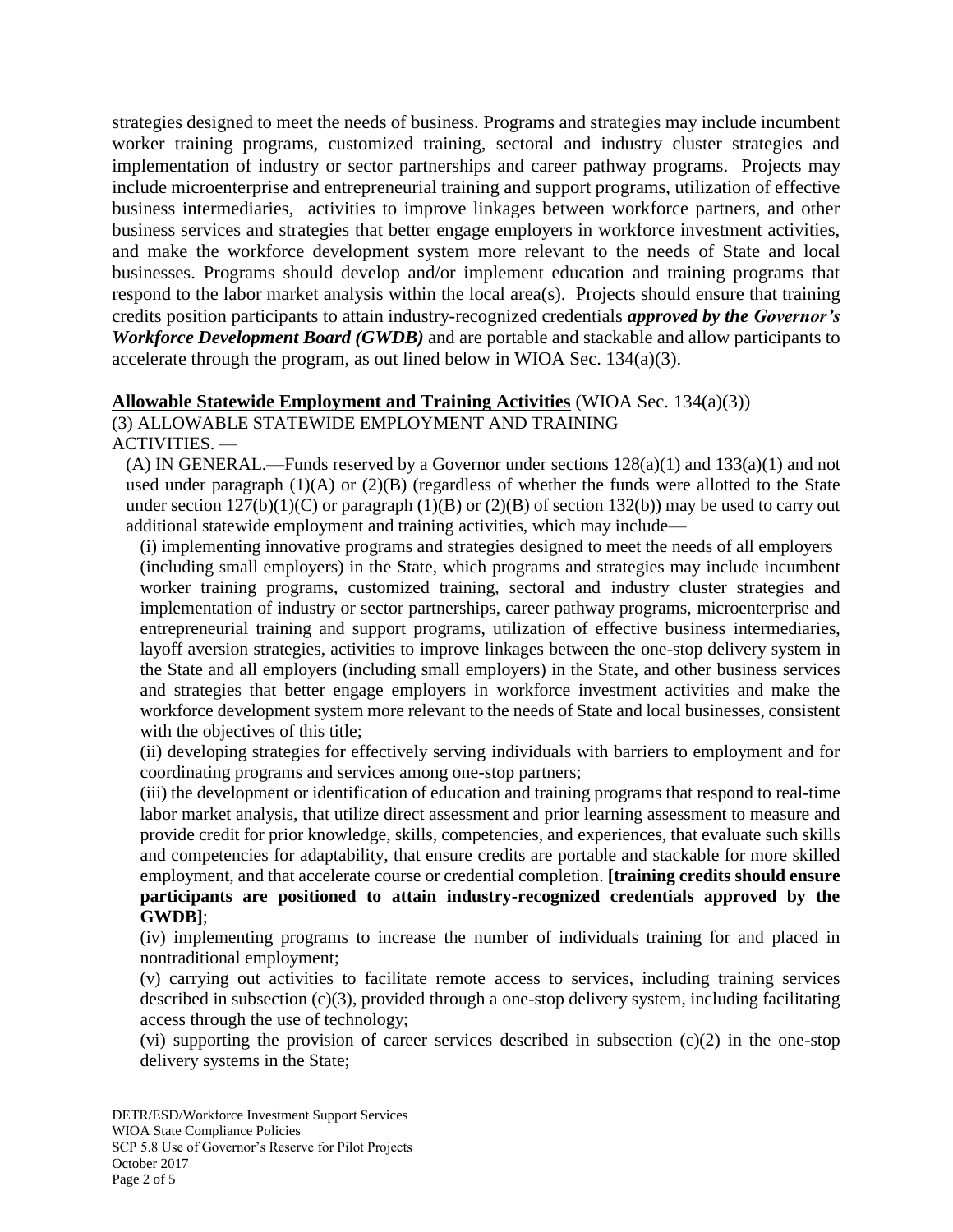strategies designed to meet the needs of business. Programs and strategies may include incumbent worker training programs, customized training, sectoral and industry cluster strategies and implementation of industry or sector partnerships and career pathway programs. Projects may include microenterprise and entrepreneurial training and support programs, utilization of effective business intermediaries, activities to improve linkages between workforce partners, and other business services and strategies that better engage employers in workforce investment activities, and make the workforce development system more relevant to the needs of State and local businesses. Programs should develop and/or implement education and training programs that respond to the labor market analysis within the local area(s). Projects should ensure that training credits position participants to attain industry-recognized credentials ***approved by the Governor's Workforce Development Board (GWDB)*** and are portable and stackable and allow participants to accelerate through the program, as out lined below in WIOA Sec. 134(a)(3).

**Allowable Statewide Employment and Training Activities** (WIOA Sec. 134(a)(3))

(3) ALLOWABLE STATEWIDE EMPLOYMENT AND TRAINING ACTIVITIES. —

(A) IN GENERAL.—Funds reserved by a Governor under sections 128(a)(1) and 133(a)(1) and not used under paragraph (1)(A) or (2)(B) (regardless of whether the funds were allotted to the State under section 127(b)(1)(C) or paragraph (1)(B) or (2)(B) of section 132(b)) may be used to carry out additional statewide employment and training activities, which may include—

(i) implementing innovative programs and strategies designed to meet the needs of all employers (including small employers) in the State, which programs and strategies may include incumbent worker training programs, customized training, sectoral and industry cluster strategies and implementation of industry or sector partnerships, career pathway programs, microenterprise and entrepreneurial training and support programs, utilization of effective business intermediaries, layoff aversion strategies, activities to improve linkages between the one-stop delivery system in the State and all employers (including small employers) in the State, and other business services and strategies that better engage employers in workforce investment activities and make the workforce development system more relevant to the needs of State and local businesses, consistent with the objectives of this title;

(ii) developing strategies for effectively serving individuals with barriers to employment and for coordinating programs and services among one-stop partners;

(iii) the development or identification of education and training programs that respond to real-time labor market analysis, that utilize direct assessment and prior learning assessment to measure and provide credit for prior knowledge, skills, competencies, and experiences, that evaluate such skills and competencies for adaptability, that ensure credits are portable and stackable for more skilled employment, and that accelerate course or credential completion. **[training credits should ensure participants are positioned to attain industry-recognized credentials approved by the GWDB]**;

(iv) implementing programs to increase the number of individuals training for and placed in nontraditional employment;

(v) carrying out activities to facilitate remote access to services, including training services described in subsection (c)(3), provided through a one-stop delivery system, including facilitating access through the use of technology;

(vi) supporting the provision of career services described in subsection (c)(2) in the one-stop delivery systems in the State;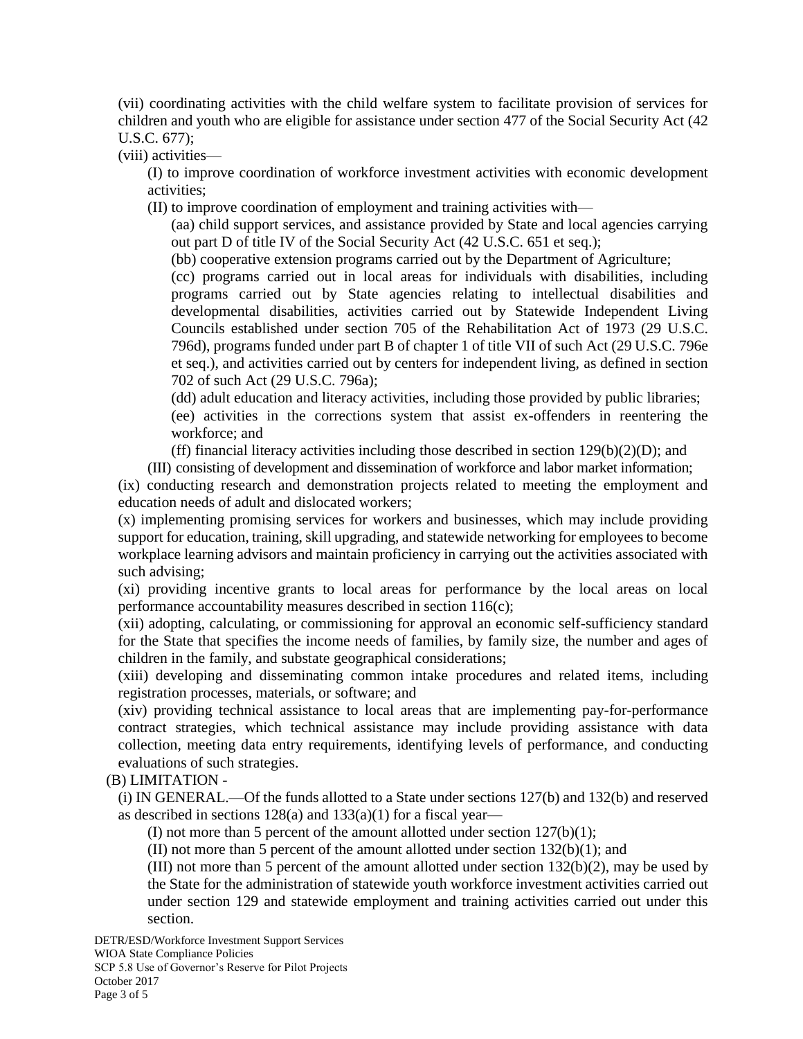(vii) coordinating activities with the child welfare system to facilitate provision of services for children and youth who are eligible for assistance under section 477 of the Social Security Act (42 U.S.C. 677);

(viii) activities—

(I) to improve coordination of workforce investment activities with economic development activities;

(II) to improve coordination of employment and training activities with—

(aa) child support services, and assistance provided by State and local agencies carrying out part D of title IV of the Social Security Act (42 U.S.C. 651 et seq.);

(bb) cooperative extension programs carried out by the Department of Agriculture;

(cc) programs carried out in local areas for individuals with disabilities, including programs carried out by State agencies relating to intellectual disabilities and developmental disabilities, activities carried out by Statewide Independent Living Councils established under section 705 of the Rehabilitation Act of 1973 (29 U.S.C. 796d), programs funded under part B of chapter 1 of title VII of such Act (29 U.S.C. 796e et seq.), and activities carried out by centers for independent living, as defined in section 702 of such Act (29 U.S.C. 796a);

(dd) adult education and literacy activities, including those provided by public libraries;

(ee) activities in the corrections system that assist ex-offenders in reentering the workforce; and

(ff) financial literacy activities including those described in section 129(b)(2)(D); and

(III) consisting of development and dissemination of workforce and labor market information;

(ix) conducting research and demonstration projects related to meeting the employment and education needs of adult and dislocated workers;

(x) implementing promising services for workers and businesses, which may include providing support for education, training, skill upgrading, and statewide networking for employees to become workplace learning advisors and maintain proficiency in carrying out the activities associated with such advising;

(xi) providing incentive grants to local areas for performance by the local areas on local performance accountability measures described in section 116(c);

(xii) adopting, calculating, or commissioning for approval an economic self-sufficiency standard for the State that specifies the income needs of families, by family size, the number and ages of children in the family, and substate geographical considerations;

(xiii) developing and disseminating common intake procedures and related items, including registration processes, materials, or software; and

(xiv) providing technical assistance to local areas that are implementing pay-for-performance contract strategies, which technical assistance may include providing assistance with data collection, meeting data entry requirements, identifying levels of performance, and conducting evaluations of such strategies.

(B) LIMITATION -

(i) IN GENERAL.—Of the funds allotted to a State under sections 127(b) and 132(b) and reserved as described in sections 128(a) and 133(a)(1) for a fiscal year—

(I) not more than 5 percent of the amount allotted under section 127(b)(1);

(II) not more than 5 percent of the amount allotted under section 132(b)(1); and

(III) not more than 5 percent of the amount allotted under section 132(b)(2), may be used by the State for the administration of statewide youth workforce investment activities carried out under section 129 and statewide employment and training activities carried out under this section.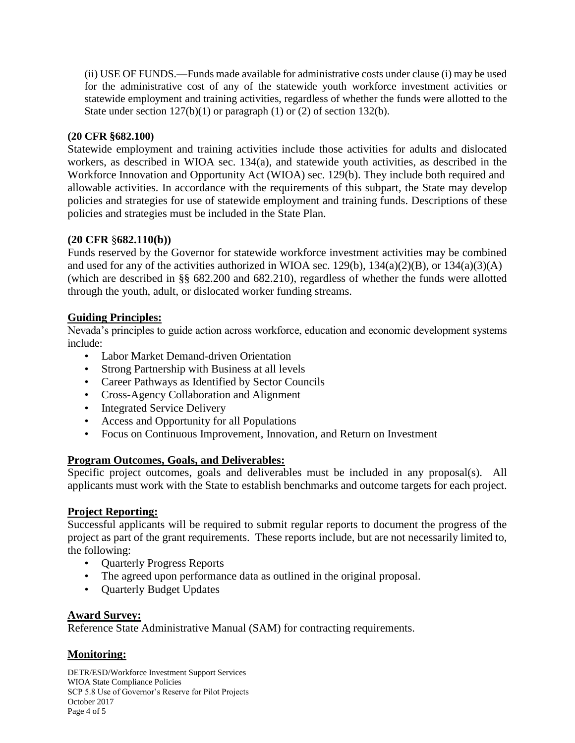(ii) USE OF FUNDS.—Funds made available for administrative costs under clause (i) may be used for the administrative cost of any of the statewide youth workforce investment activities or statewide employment and training activities, regardless of whether the funds were allotted to the State under section 127(b)(1) or paragraph (1) or (2) of section 132(b).

**(20 CFR §682.100)**

Statewide employment and training activities include those activities for adults and dislocated workers, as described in WIOA sec. 134(a), and statewide youth activities, as described in the Workforce Innovation and Opportunity Act (WIOA) sec. 129(b). They include both required and allowable activities. In accordance with the requirements of this subpart, the State may develop policies and strategies for use of statewide employment and training funds. Descriptions of these policies and strategies must be included in the State Plan.

**(20 CFR §682.110(b))**

Funds reserved by the Governor for statewide workforce investment activities may be combined and used for any of the activities authorized in WIOA sec. 129(b), 134(a)(2)(B), or 134(a)(3)(A) (which are described in §§ 682.200 and 682.210), regardless of whether the funds were allotted through the youth, adult, or dislocated worker funding streams.

## Guiding Principles:

Nevada's principles to guide action across workforce, education and economic development systems include:

- Labor Market Demand-driven Orientation
- Strong Partnership with Business at all levels
- Career Pathways as Identified by Sector Councils
- Cross-Agency Collaboration and Alignment
- Integrated Service Delivery
- Access and Opportunity for all Populations
- Focus on Continuous Improvement, Innovation, and Return on Investment

## Program Outcomes, Goals, and Deliverables:

Specific project outcomes, goals and deliverables must be included in any proposal(s). All applicants must work with the State to establish benchmarks and outcome targets for each project.

## Project Reporting:

Successful applicants will be required to submit regular reports to document the progress of the project as part of the grant requirements. These reports include, but are not necessarily limited to, the following:

- Quarterly Progress Reports
- The agreed upon performance data as outlined in the original proposal.
- Quarterly Budget Updates

## Award Survey:

Reference State Administrative Manual (SAM) for contracting requirements.

## Monitoring: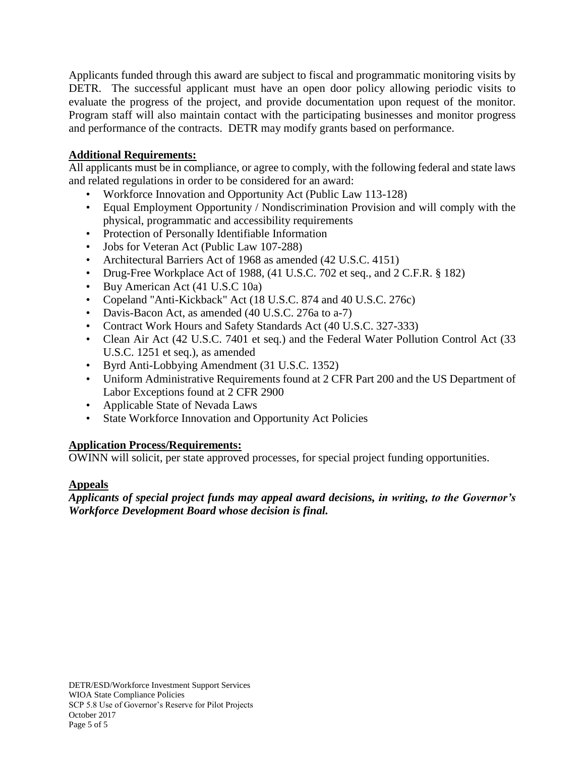Applicants funded through this award are subject to fiscal and programmatic monitoring visits by DETR. The successful applicant must have an open door policy allowing periodic visits to evaluate the progress of the project, and provide documentation upon request of the monitor. Program staff will also maintain contact with the participating businesses and monitor progress and performance of the contracts. DETR may modify grants based on performance.

**Additional Requirements:**

All applicants must be in compliance, or agree to comply, with the following federal and state laws and related regulations in order to be considered for an award:

- Workforce Innovation and Opportunity Act (Public Law 113-128)
- Equal Employment Opportunity / Nondiscrimination Provision and will comply with the physical, programmatic and accessibility requirements
- Protection of Personally Identifiable Information
- Jobs for Veteran Act (Public Law 107-288)
- Architectural Barriers Act of 1968 as amended (42 U.S.C. 4151)
- Drug-Free Workplace Act of 1988, (41 U.S.C. 702 et seq., and 2 C.F.R. § 182)
- Buy American Act (41 U.S.C 10a)
- Copeland "Anti-Kickback" Act (18 U.S.C. 874 and 40 U.S.C. 276c)
- Davis-Bacon Act, as amended (40 U.S.C. 276a to a-7)
- Contract Work Hours and Safety Standards Act (40 U.S.C. 327-333)
- Clean Air Act (42 U.S.C. 7401 et seq.) and the Federal Water Pollution Control Act (33 U.S.C. 1251 et seq.), as amended
- Byrd Anti-Lobbying Amendment (31 U.S.C. 1352)
- Uniform Administrative Requirements found at 2 CFR Part 200 and the US Department of Labor Exceptions found at 2 CFR 2900
- Applicable State of Nevada Laws
- State Workforce Innovation and Opportunity Act Policies

**Application Process/Requirements:**

OWINN will solicit, per state approved processes, for special project funding opportunities.

**Appeals**

***Applicants of special project funds may appeal award decisions, in writing, to the Governor's Workforce Development Board whose decision is final.***

DETR/ESD/Workforce Investment Support Services
WIOA State Compliance Policies
SCP 5.8 Use of Governor's Reserve for Pilot Projects
October 2017